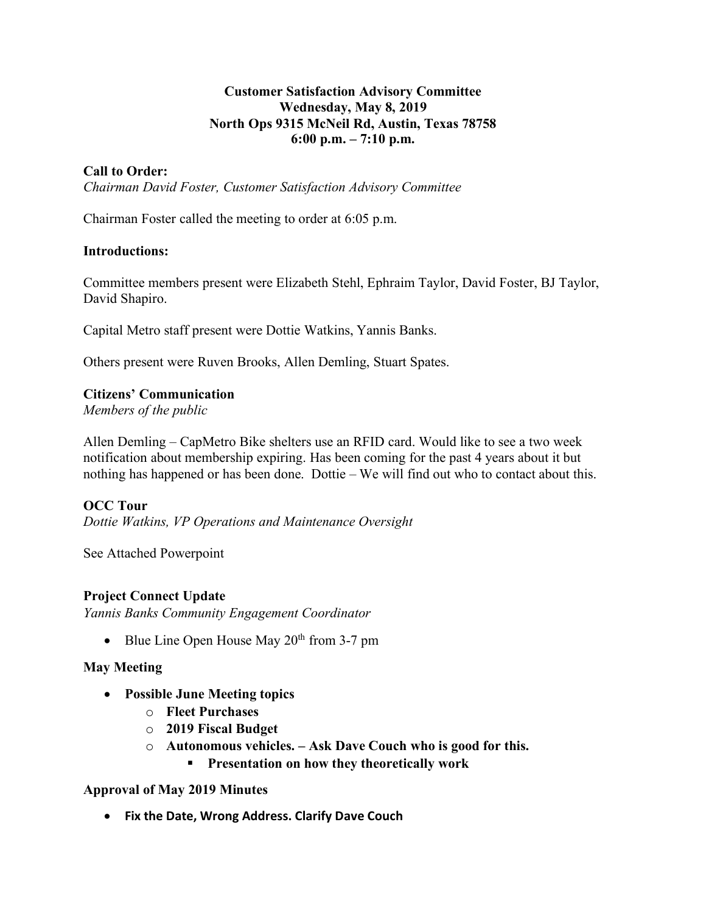**Customer Satisfaction Advisory Committee**
**Wednesday, May 8, 2019**
**North Ops 9315 McNeil Rd, Austin, Texas 78758**
**6:00 p.m. – 7:10 p.m.**

**Call to Order:**
*Chairman David Foster, Customer Satisfaction Advisory Committee*

Chairman Foster called the meeting to order at 6:05 p.m.

**Introductions:**

Committee members present were Elizabeth Stehl, Ephraim Taylor, David Foster, BJ Taylor, David Shapiro.

Capital Metro staff present were Dottie Watkins, Yannis Banks.

Others present were Ruven Brooks, Allen Demling, Stuart Spates.

**Citizens' Communication**
*Members of the public*

Allen Demling – CapMetro Bike shelters use an RFID card. Would like to see a two week notification about membership expiring. Has been coming for the past 4 years about it but nothing has happened or has been done. Dottie – We will find out who to contact about this.

**OCC Tour**
*Dottie Watkins, VP Operations and Maintenance Oversight*

See Attached Powerpoint

**Project Connect Update**
*Yannis Banks Community Engagement Coordinator*

- Blue Line Open House May 20th from 3-7 pm

**May Meeting**

- **Possible June Meeting topics**
  - **Fleet Purchases**
  - **2019 Fiscal Budget**
  - **Autonomous vehicles. – Ask Dave Couch who is good for this.**
    - **Presentation on how they theoretically work**

**Approval of May 2019 Minutes**

- **Fix the Date, Wrong Address. Clarify Dave Couch**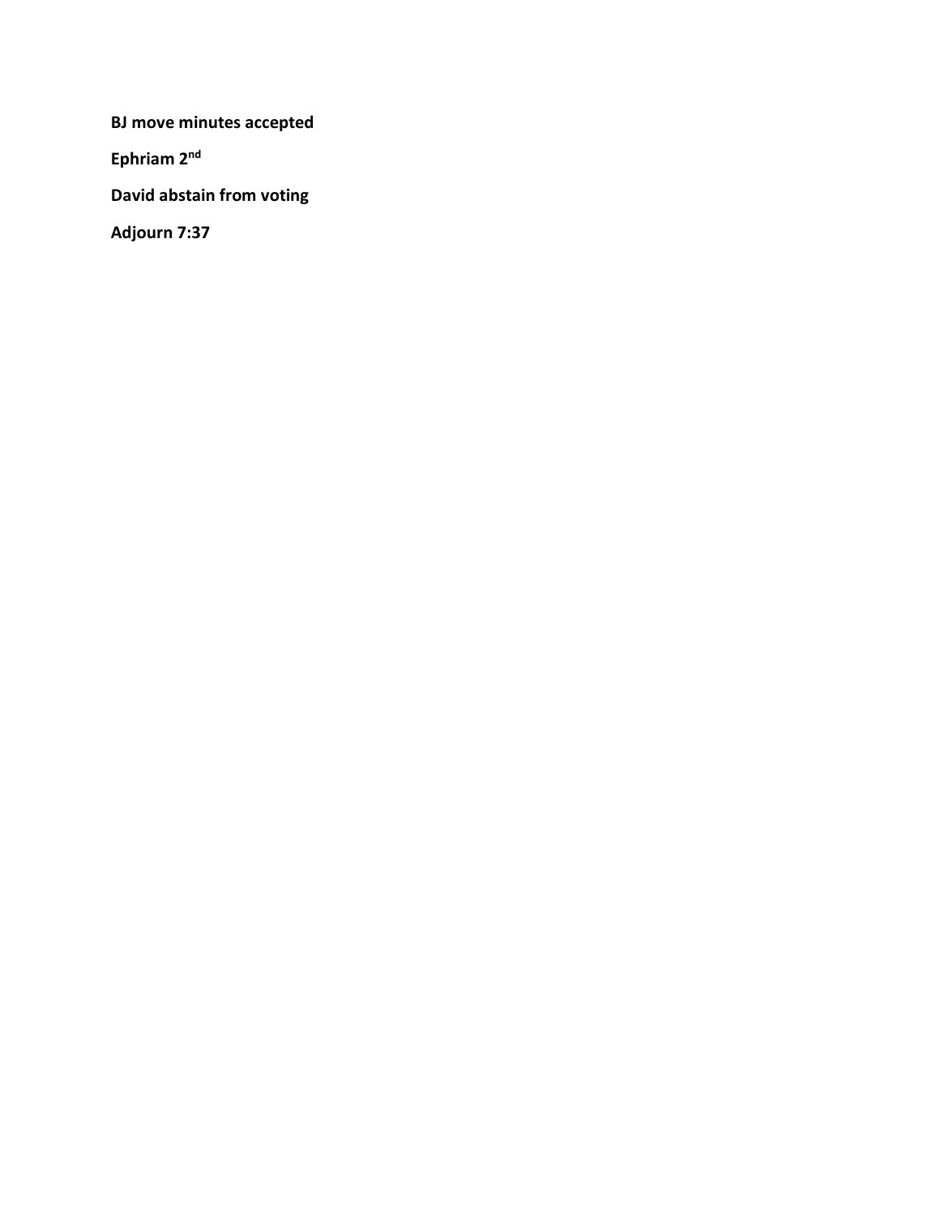**BJ move minutes accepted**

**Ephriam 2nd**

**David abstain from voting**

**Adjourn 7:37**